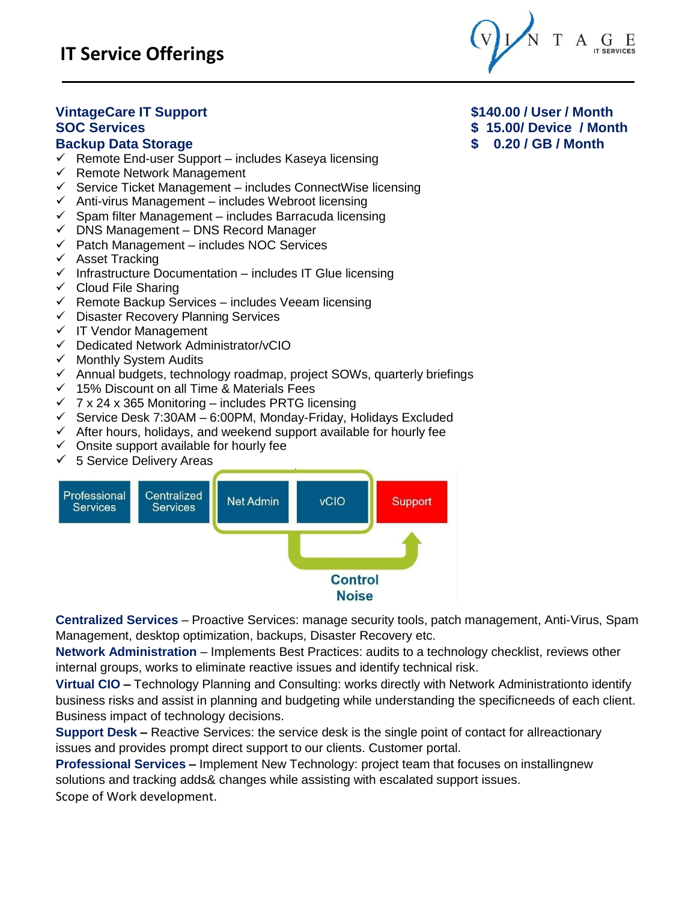# IT Service Offerings

| | |
|---|---|
| **VintageCare IT Support** | **$140.00 / User / Month** |
| **SOC Services** | **$ 15.00/ Device / Month** |
| **Backup Data Storage** | **$ 0.20 / GB / Month** |

- ✓ Remote End-user Support – includes Kaseya licensing
- ✓ Remote Network Management
- ✓ Service Ticket Management – includes ConnectWise licensing
- ✓ Anti-virus Management – includes Webroot licensing
- ✓ Spam filter Management – includes Barracuda licensing
- ✓ DNS Management – DNS Record Manager
- ✓ Patch Management – includes NOC Services
- ✓ Asset Tracking
- ✓ Infrastructure Documentation – includes IT Glue licensing
- ✓ Cloud File Sharing
- ✓ Remote Backup Services – includes Veeam licensing
- ✓ Disaster Recovery Planning Services
- ✓ IT Vendor Management
- ✓ Dedicated Network Administrator/vCIO
- ✓ Monthly System Audits
- ✓ Annual budgets, technology roadmap, project SOWs, quarterly briefings
- ✓ 15% Discount on all Time & Materials Fees
- ✓ 7 x 24 x 365 Monitoring – includes PRTG licensing
- ✓ Service Desk 7:30AM – 6:00PM, Monday-Friday, Holidays Excluded
- ✓ After hours, holidays, and weekend support available for hourly fee
- ✓ Onsite support available for hourly fee
- ✓ 5 Service Delivery Areas

Professional Services | Centralized Services | Net Admin | vCIO | Support

Control Noise

**Centralized Services** – Proactive Services: manage security tools, patch management, Anti-Virus, Spam Management, desktop optimization, backups, Disaster Recovery etc.

**Network Administration** – Implements Best Practices: audits to a technology checklist, reviews other internal groups, works to eliminate reactive issues and identify technical risk.

**Virtual CIO –** Technology Planning and Consulting: works directly with Network Administrationto identify business risks and assist in planning and budgeting while understanding the specificneeds of each client. Business impact of technology decisions.

**Support Desk –** Reactive Services: the service desk is the single point of contact for allreactionary issues and provides prompt direct support to our clients. Customer portal.

**Professional Services –** Implement New Technology: project team that focuses on installingnew solutions and tracking adds& changes while assisting with escalated support issues. Scope of Work development.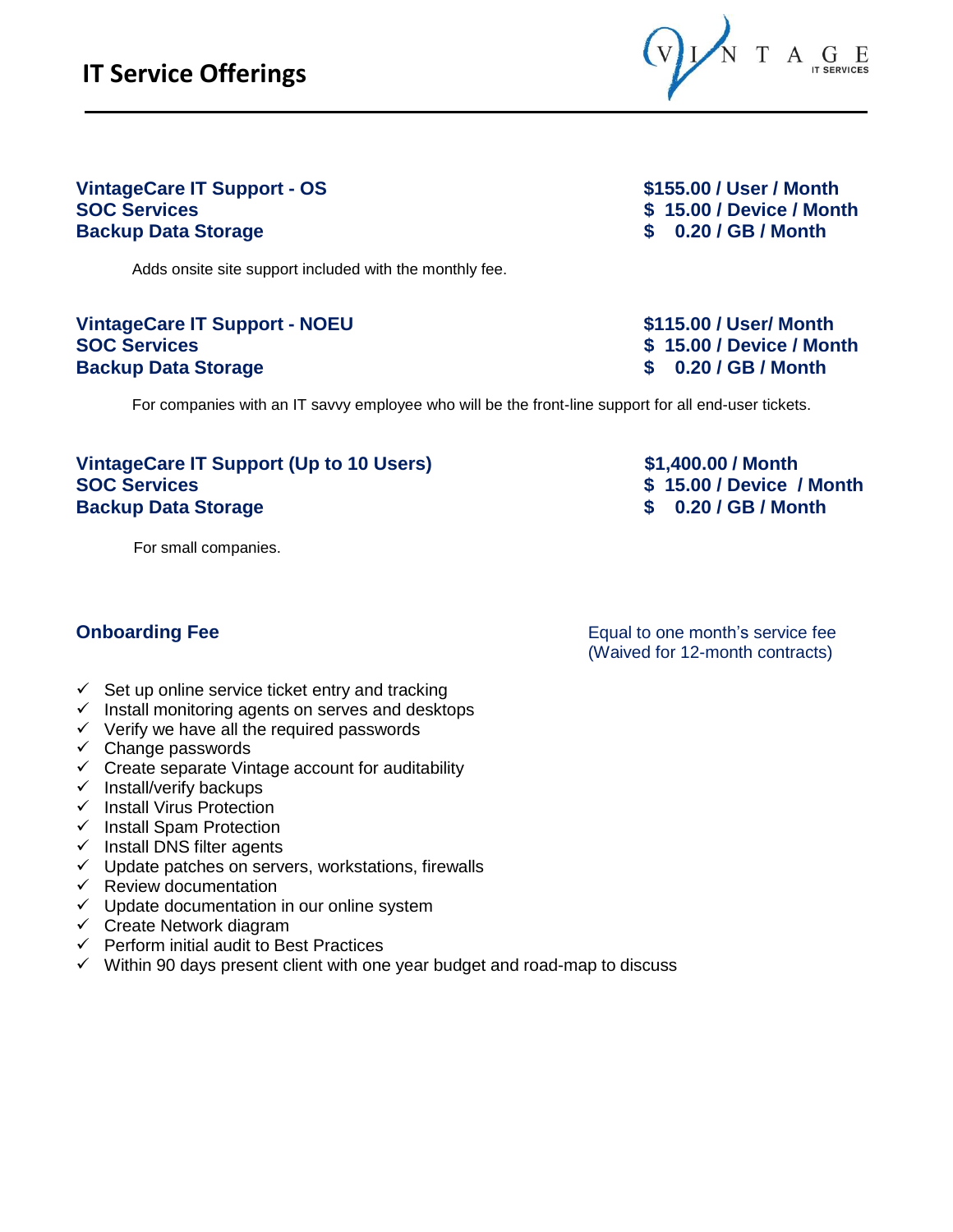# IT Service Offerings

**VINTAGE IT SERVICES**

| Service | Price |
|---|---|
| **VintageCare IT Support - OS** | **$155.00 / User / Month** |
| **SOC Services** | **$ 15.00 / Device / Month** |
| **Backup Data Storage** | **$ 0.20 / GB / Month** |

Adds onsite site support included with the monthly fee.

| Service | Price |
|---|---|
| **VintageCare IT Support - NOEU** | **$115.00 / User/ Month** |
| **SOC Services** | **$ 15.00 / Device / Month** |
| **Backup Data Storage** | **$ 0.20 / GB / Month** |

For companies with an IT savvy employee who will be the front-line support for all end-user tickets.

| Service | Price |
|---|---|
| **VintageCare IT Support (Up to 10 Users)** | **$1,400.00 / Month** |
| **SOC Services** | **$ 15.00 / Device / Month** |
| **Backup Data Storage** | **$ 0.20 / GB / Month** |

For small companies.

**Onboarding Fee** — Equal to one month's service fee (Waived for 12-month contracts)

- ✓ Set up online service ticket entry and tracking
- ✓ Install monitoring agents on serves and desktops
- ✓ Verify we have all the required passwords
- ✓ Change passwords
- ✓ Create separate Vintage account for auditability
- ✓ Install/verify backups
- ✓ Install Virus Protection
- ✓ Install Spam Protection
- ✓ Install DNS filter agents
- ✓ Update patches on servers, workstations, firewalls
- ✓ Review documentation
- ✓ Update documentation in our online system
- ✓ Create Network diagram
- ✓ Perform initial audit to Best Practices
- ✓ Within 90 days present client with one year budget and road-map to discuss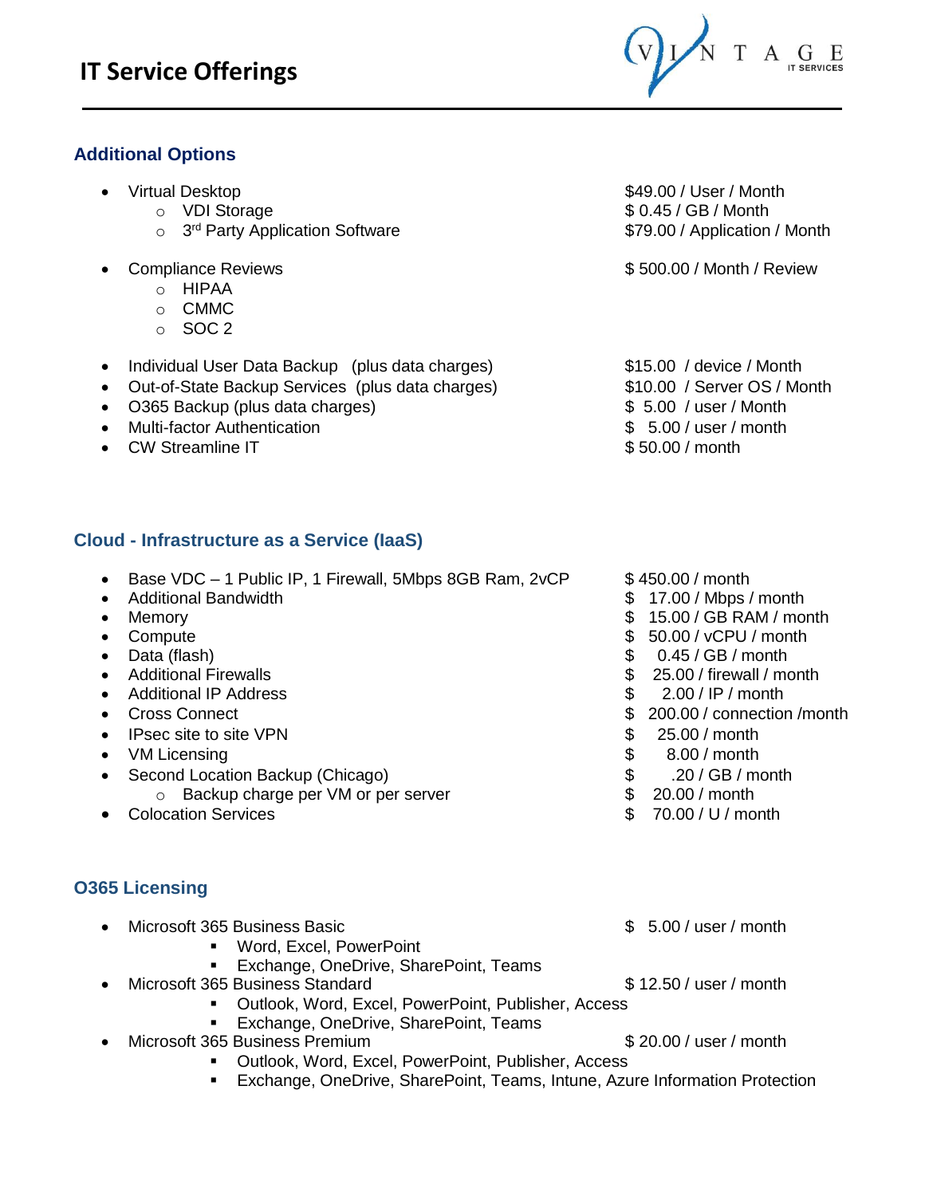# IT Service Offerings

## Additional Options

- Virtual Desktop — $49.00 / User / Month
  - VDI Storage — $ 0.45 / GB / Month
  - 3rd Party Application Software — $79.00 / Application / Month
- Compliance Reviews — $ 500.00 / Month / Review
  - HIPAA
  - CMMC
  - SOC 2
- Individual User Data Backup (plus data charges) — $15.00 / device / Month
- Out-of-State Backup Services (plus data charges) — $10.00 / Server OS / Month
- O365 Backup (plus data charges) — $ 5.00 / user / Month
- Multi-factor Authentication — $ 5.00 / user / month
- CW Streamline IT — $ 50.00 / month

## Cloud - Infrastructure as a Service (IaaS)

- Base VDC – 1 Public IP, 1 Firewall, 5Mbps 8GB Ram, 2vCP — $ 450.00 / month
- Additional Bandwidth — $ 17.00 / Mbps / month
- Memory — $ 15.00 / GB RAM / month
- Compute — $ 50.00 / vCPU / month
- Data (flash) — $ 0.45 / GB / month
- Additional Firewalls — $ 25.00 / firewall / month
- Additional IP Address — $ 2.00 / IP / month
- Cross Connect — $ 200.00 / connection /month
- IPsec site to site VPN — $ 25.00 / month
- VM Licensing — $ 8.00 / month
- Second Location Backup (Chicago) — $ .20 / GB / month
  - Backup charge per VM or per server — $ 20.00 / month
- Colocation Services — $ 70.00 / U / month

## O365 Licensing

- Microsoft 365 Business Basic — $ 5.00 / user / month
  - Word, Excel, PowerPoint
  - Exchange, OneDrive, SharePoint, Teams
- Microsoft 365 Business Standard — $ 12.50 / user / month
  - Outlook, Word, Excel, PowerPoint, Publisher, Access
  - Exchange, OneDrive, SharePoint, Teams
- Microsoft 365 Business Premium — $ 20.00 / user / month
  - Outlook, Word, Excel, PowerPoint, Publisher, Access
  - Exchange, OneDrive, SharePoint, Teams, Intune, Azure Information Protection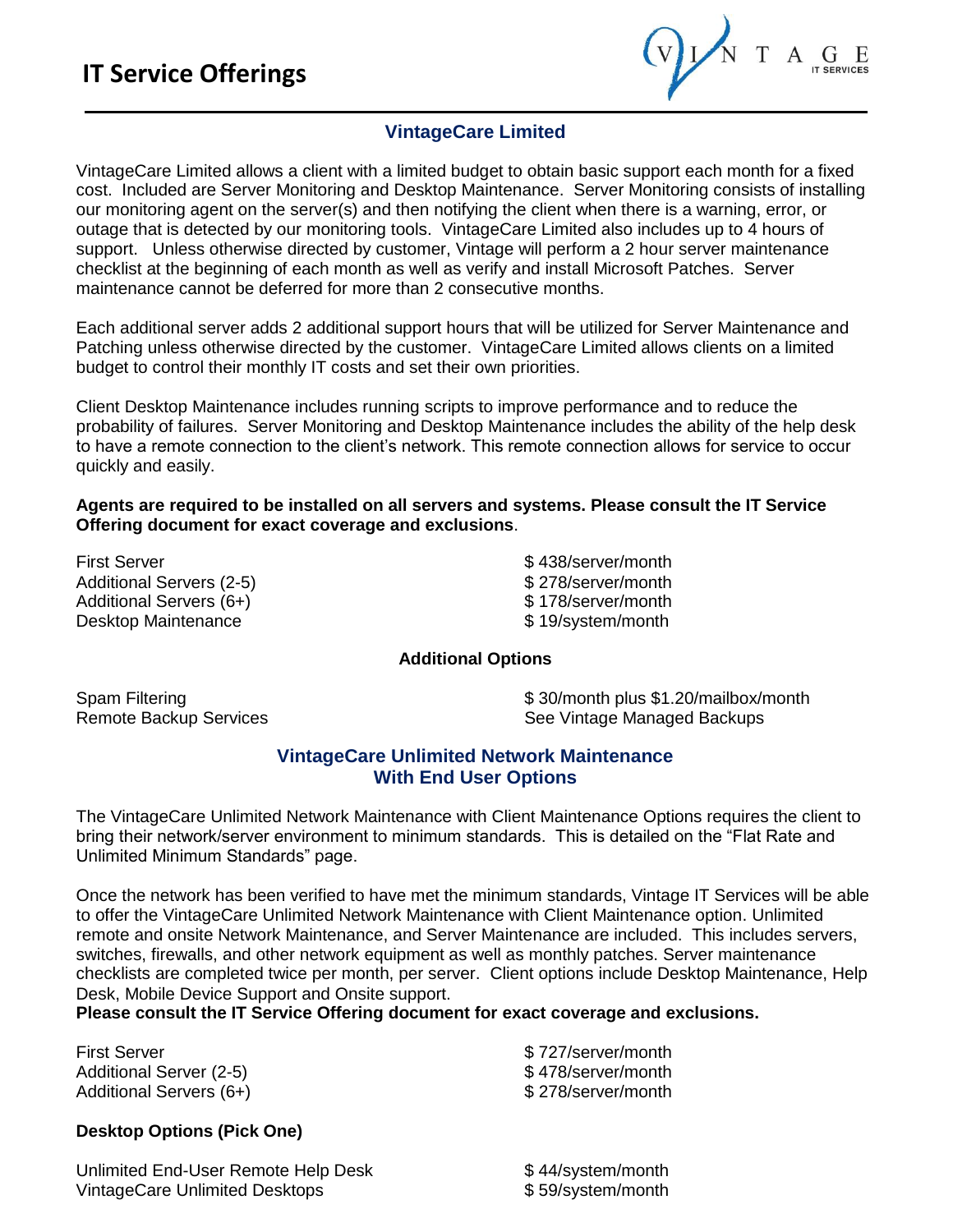# IT Service Offerings

## VintageCare Limited

VintageCare Limited allows a client with a limited budget to obtain basic support each month for a fixed cost. Included are Server Monitoring and Desktop Maintenance. Server Monitoring consists of installing our monitoring agent on the server(s) and then notifying the client when there is a warning, error, or outage that is detected by our monitoring tools. VintageCare Limited also includes up to 4 hours of support. Unless otherwise directed by customer, Vintage will perform a 2 hour server maintenance checklist at the beginning of each month as well as verify and install Microsoft Patches. Server maintenance cannot be deferred for more than 2 consecutive months.

Each additional server adds 2 additional support hours that will be utilized for Server Maintenance and Patching unless otherwise directed by the customer. VintageCare Limited allows clients on a limited budget to control their monthly IT costs and set their own priorities.

Client Desktop Maintenance includes running scripts to improve performance and to reduce the probability of failures. Server Monitoring and Desktop Maintenance includes the ability of the help desk to have a remote connection to the client's network. This remote connection allows for service to occur quickly and easily.

**Agents are required to be installed on all servers and systems. Please consult the IT Service Offering document for exact coverage and exclusions**.

| | |
|---|---|
| First Server | $ 438/server/month |
| Additional Servers (2-5) | $ 278/server/month |
| Additional Servers (6+) | $ 178/server/month |
| Desktop Maintenance | $ 19/system/month |

**Additional Options**

| | |
|---|---|
| Spam Filtering | $ 30/month plus $1.20/mailbox/month |
| Remote Backup Services | See Vintage Managed Backups |

## VintageCare Unlimited Network Maintenance With End User Options

The VintageCare Unlimited Network Maintenance with Client Maintenance Options requires the client to bring their network/server environment to minimum standards. This is detailed on the "Flat Rate and Unlimited Minimum Standards" page.

Once the network has been verified to have met the minimum standards, Vintage IT Services will be able to offer the VintageCare Unlimited Network Maintenance with Client Maintenance option. Unlimited remote and onsite Network Maintenance, and Server Maintenance are included. This includes servers, switches, firewalls, and other network equipment as well as monthly patches. Server maintenance checklists are completed twice per month, per server. Client options include Desktop Maintenance, Help Desk, Mobile Device Support and Onsite support.
**Please consult the IT Service Offering document for exact coverage and exclusions.**

| | |
|---|---|
| First Server | $ 727/server/month |
| Additional Server (2-5) | $ 478/server/month |
| Additional Servers (6+) | $ 278/server/month |

**Desktop Options (Pick One)**

| | |
|---|---|
| Unlimited End-User Remote Help Desk | $ 44/system/month |
| VintageCare Unlimited Desktops | $ 59/system/month |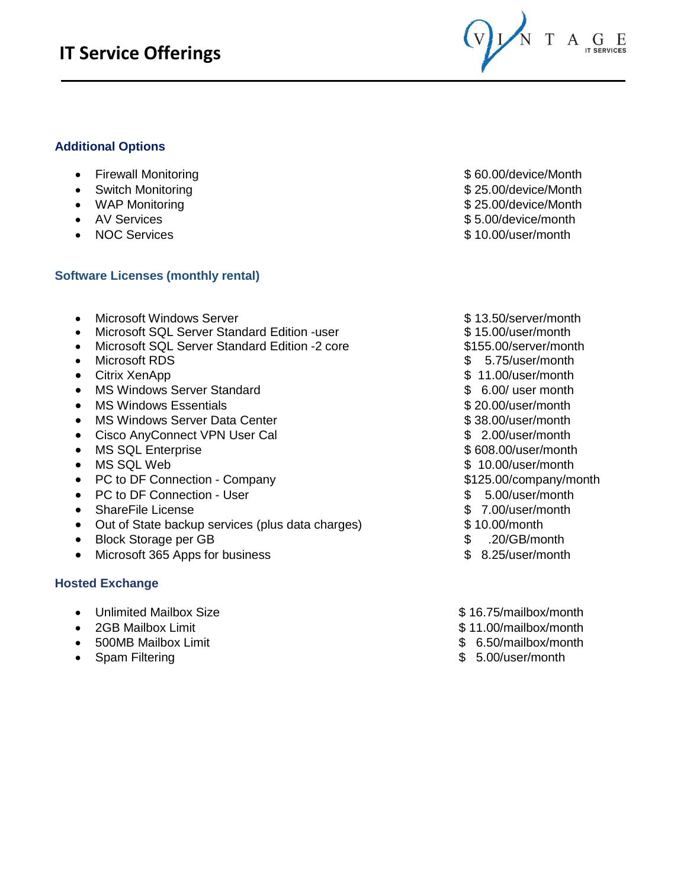# IT Service Offerings

VINTAGE IT SERVICES

### Additional Options

| Service | Price |
|---|---|
| Firewall Monitoring | $ 60.00/device/Month |
| Switch Monitoring | $ 25.00/device/Month |
| WAP Monitoring | $ 25.00/device/Month |
| AV Services | $ 5.00/device/month |
| NOC Services | $ 10.00/user/month |

### Software Licenses (monthly rental)

| License | Price |
|---|---|
| Microsoft Windows Server | $ 13.50/server/month |
| Microsoft SQL Server Standard Edition -user | $ 15.00/user/month |
| Microsoft SQL Server Standard Edition -2 core | $155.00/server/month |
| Microsoft RDS | $ 5.75/user/month |
| Citrix XenApp | $ 11.00/user/month |
| MS Windows Server Standard | $ 6.00/ user month |
| MS Windows Essentials | $ 20.00/user/month |
| MS Windows Server Data Center | $ 38.00/user/month |
| Cisco AnyConnect VPN User Cal | $ 2.00/user/month |
| MS SQL Enterprise | $ 608.00/user/month |
| MS SQL Web | $ 10.00/user/month |
| PC to DF Connection - Company | $125.00/company/month |
| PC to DF Connection - User | $ 5.00/user/month |
| ShareFile License | $ 7.00/user/month |
| Out of State backup services (plus data charges) | $ 10.00/month |
| Block Storage per GB | $ .20/GB/month |
| Microsoft 365 Apps for business | $ 8.25/user/month |

### Hosted Exchange

| Service | Price |
|---|---|
| Unlimited Mailbox Size | $ 16.75/mailbox/month |
| 2GB Mailbox Limit | $ 11.00/mailbox/month |
| 500MB Mailbox Limit | $ 6.50/mailbox/month |
| Spam Filtering | $ 5.00/user/month |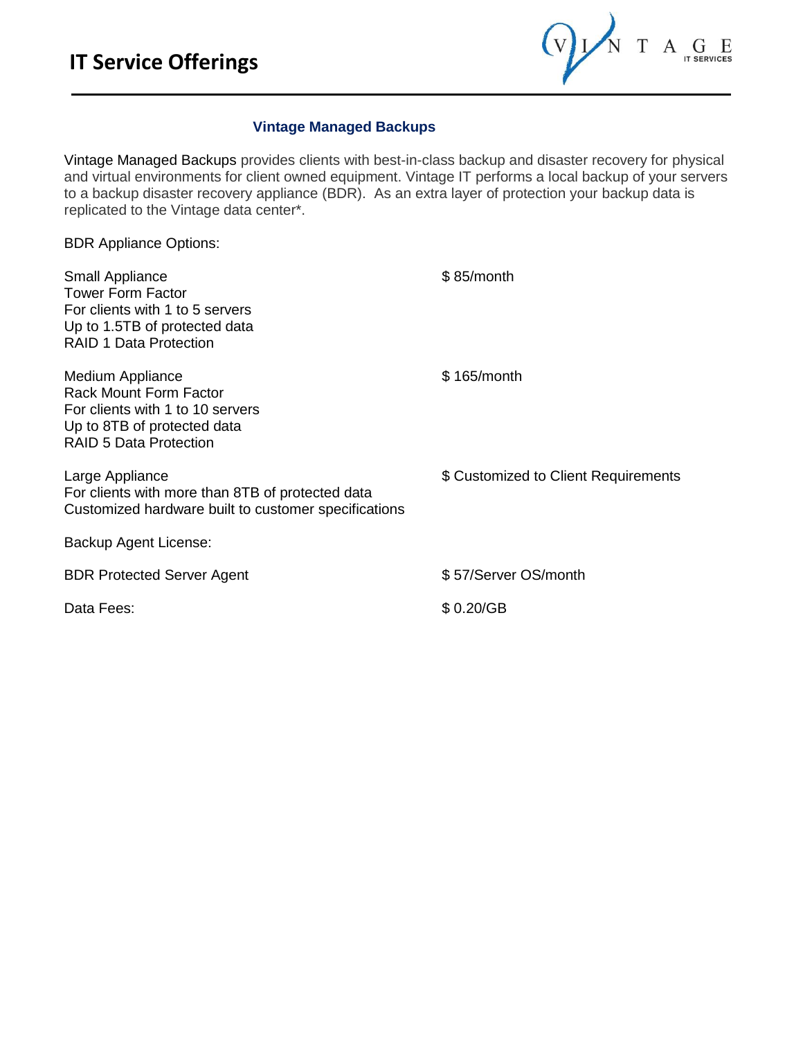# IT Service Offerings

## Vintage Managed Backups

Vintage Managed Backups provides clients with best-in-class backup and disaster recovery for physical and virtual environments for client owned equipment. Vintage IT performs a local backup of your servers to a backup disaster recovery appliance (BDR). As an extra layer of protection your backup data is replicated to the Vintage data center*.

BDR Appliance Options:

| | |
|---|---|
| Small Appliance<br>Tower Form Factor<br>For clients with 1 to 5 servers<br>Up to 1.5TB of protected data<br>RAID 1 Data Protection | $ 85/month |
| Medium Appliance<br>Rack Mount Form Factor<br>For clients with 1 to 10 servers<br>Up to 8TB of protected data<br>RAID 5 Data Protection | $ 165/month |
| Large Appliance<br>For clients with more than 8TB of protected data<br>Customized hardware built to customer specifications | $ Customized to Client Requirements |

Backup Agent License:

| | |
|---|---|
| BDR Protected Server Agent | $ 57/Server OS/month |
| Data Fees: | $ 0.20/GB |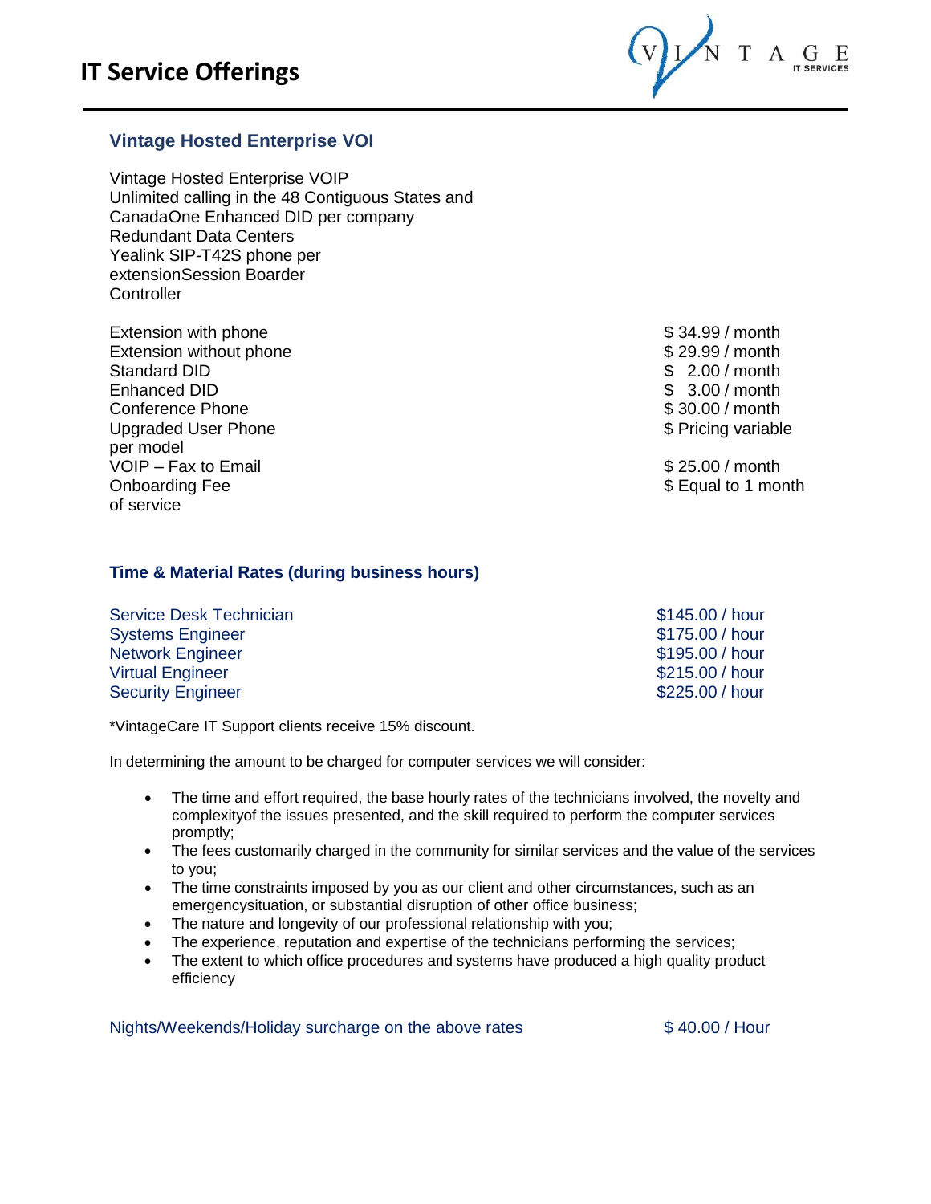# IT Service Offerings

## Vintage Hosted Enterprise VOI

Vintage Hosted Enterprise VOIP
Unlimited calling in the 48 Contiguous States and CanadaOne Enhanced DID per company
Redundant Data Centers
Yealink SIP-T42S phone per extensionSession Boarder Controller

| | |
|---|---|
| Extension with phone | $ 34.99 / month |
| Extension without phone | $ 29.99 / month |
| Standard DID | $ 2.00 / month |
| Enhanced DID | $ 3.00 / month |
| Conference Phone | $ 30.00 / month |
| Upgraded User Phone per model | $ Pricing variable |
| VOIP – Fax to Email | $ 25.00 / month |
| Onboarding Fee of service | $ Equal to 1 month |

## Time & Material Rates (during business hours)

| | |
|---|---|
| Service Desk Technician | $145.00 / hour |
| Systems Engineer | $175.00 / hour |
| Network Engineer | $195.00 / hour |
| Virtual Engineer | $215.00 / hour |
| Security Engineer | $225.00 / hour |

*VintageCare IT Support clients receive 15% discount.

In determining the amount to be charged for computer services we will consider:

- The time and effort required, the base hourly rates of the technicians involved, the novelty and complexityof the issues presented, and the skill required to perform the computer services promptly;
- The fees customarily charged in the community for similar services and the value of the services to you;
- The time constraints imposed by you as our client and other circumstances, such as an emergencysituation, or substantial disruption of other office business;
- The nature and longevity of our professional relationship with you;
- The experience, reputation and expertise of the technicians performing the services;
- The extent to which office procedures and systems have produced a high quality product efficiency

| | |
|---|---|
| Nights/Weekends/Holiday surcharge on the above rates | $ 40.00 / Hour |